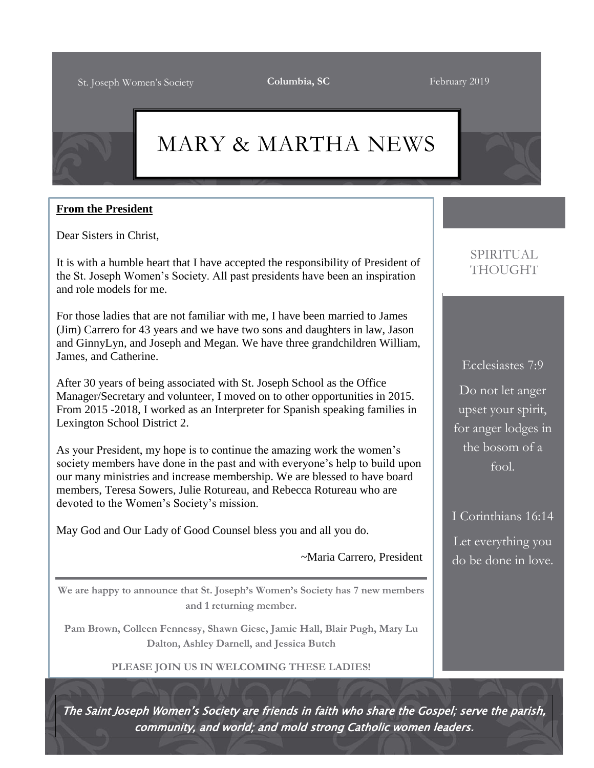St. Joseph Women's Society | **Columbia, SC** | February 2019

# MARY & MARTHA NEWS

## From the President

Dear Sisters in Christ,

It is with a humble heart that I have accepted the responsibility of President of the St. Joseph Women's Society. All past presidents have been an inspiration and role models for me.

For those ladies that are not familiar with me, I have been married to James (Jim) Carrero for 43 years and we have two sons and daughters in law, Jason and GinnyLyn, and Joseph and Megan. We have three grandchildren William, James, and Catherine.

After 30 years of being associated with St. Joseph School as the Office Manager/Secretary and volunteer, I moved on to other opportunities in 2015. From 2015 -2018, I worked as an Interpreter for Spanish speaking families in Lexington School District 2.

As your President, my hope is to continue the amazing work the women's society members have done in the past and with everyone's help to build upon our many ministries and increase membership. We are blessed to have board members, Teresa Sowers, Julie Rotureau, and Rebecca Rotureau who are devoted to the Women's Society's mission.

May God and Our Lady of Good Counsel bless you and all you do.

~Maria Carrero, President

---

**We are happy to announce that St. Joseph's Women's Society has 7 new members and 1 returning member.**

**Pam Brown, Colleen Fennessy, Shawn Giese, Jamie Hall, Blair Pugh, Mary Lu Dalton, Ashley Darnell, and Jessica Butch**

**PLEASE JOIN US IN WELCOMING THESE LADIES!**

## SPIRITUAL THOUGHT

Ecclesiastes 7:9

Do not let anger upset your spirit, for anger lodges in the bosom of a fool.

I Corinthians 16:14

Let everything you do be done in love.

*The Saint Joseph Women's Society are friends in faith who share the Gospel; serve the parish, community, and world; and mold strong Catholic women leaders.*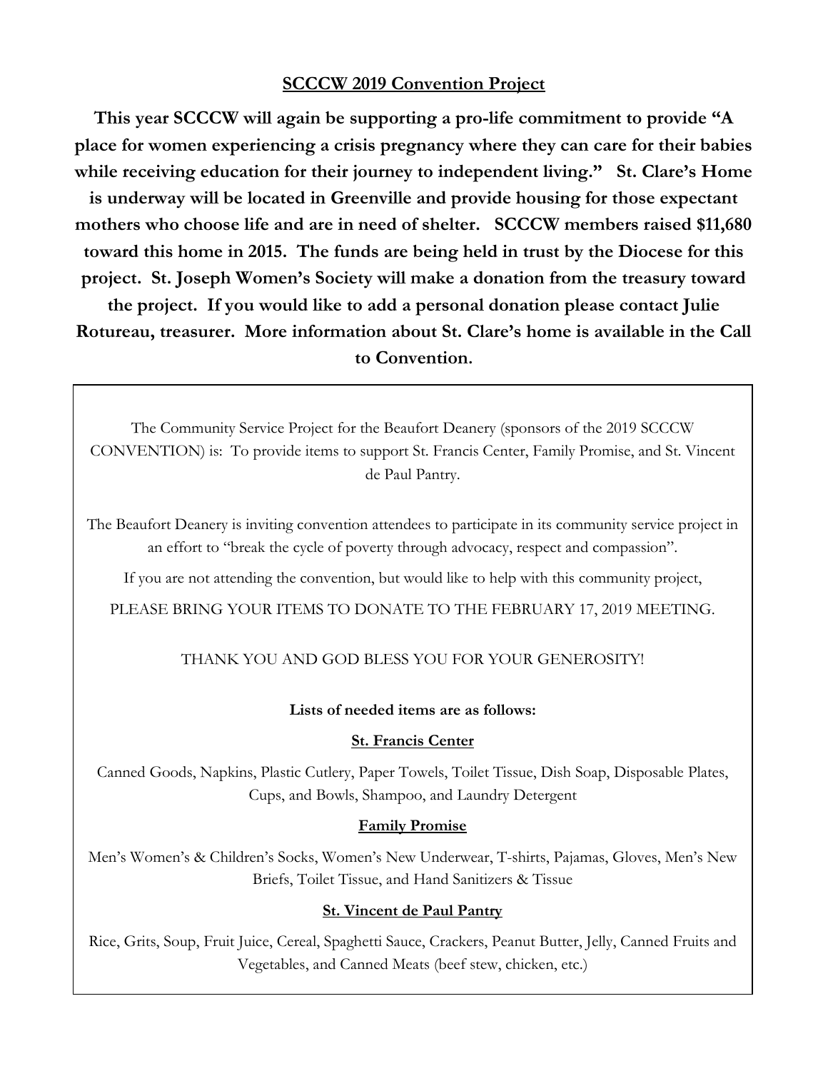## SCCCW 2019 Convention Project

**This year SCCCW will again be supporting a pro-life commitment to provide "A place for women experiencing a crisis pregnancy where they can care for their babies while receiving education for their journey to independent living." St. Clare's Home is underway will be located in Greenville and provide housing for those expectant mothers who choose life and are in need of shelter. SCCCW members raised $11,680 toward this home in 2015. The funds are being held in trust by the Diocese for this project. St. Joseph Women's Society will make a donation from the treasury toward the project. If you would like to add a personal donation please contact Julie Rotureau, treasurer. More information about St. Clare's home is available in the Call to Convention.**

The Community Service Project for the Beaufort Deanery (sponsors of the 2019 SCCCW CONVENTION) is: To provide items to support St. Francis Center, Family Promise, and St. Vincent de Paul Pantry.

The Beaufort Deanery is inviting convention attendees to participate in its community service project in an effort to "break the cycle of poverty through advocacy, respect and compassion".

If you are not attending the convention, but would like to help with this community project,

PLEASE BRING YOUR ITEMS TO DONATE TO THE FEBRUARY 17, 2019 MEETING.

THANK YOU AND GOD BLESS YOU FOR YOUR GENEROSITY!

**Lists of needed items are as follows:**

**St. Francis Center**

Canned Goods, Napkins, Plastic Cutlery, Paper Towels, Toilet Tissue, Dish Soap, Disposable Plates, Cups, and Bowls, Shampoo, and Laundry Detergent

**Family Promise**

Men's Women's & Children's Socks, Women's New Underwear, T-shirts, Pajamas, Gloves, Men's New Briefs, Toilet Tissue, and Hand Sanitizers & Tissue

**St. Vincent de Paul Pantry**

Rice, Grits, Soup, Fruit Juice, Cereal, Spaghetti Sauce, Crackers, Peanut Butter, Jelly, Canned Fruits and Vegetables, and Canned Meats (beef stew, chicken, etc.)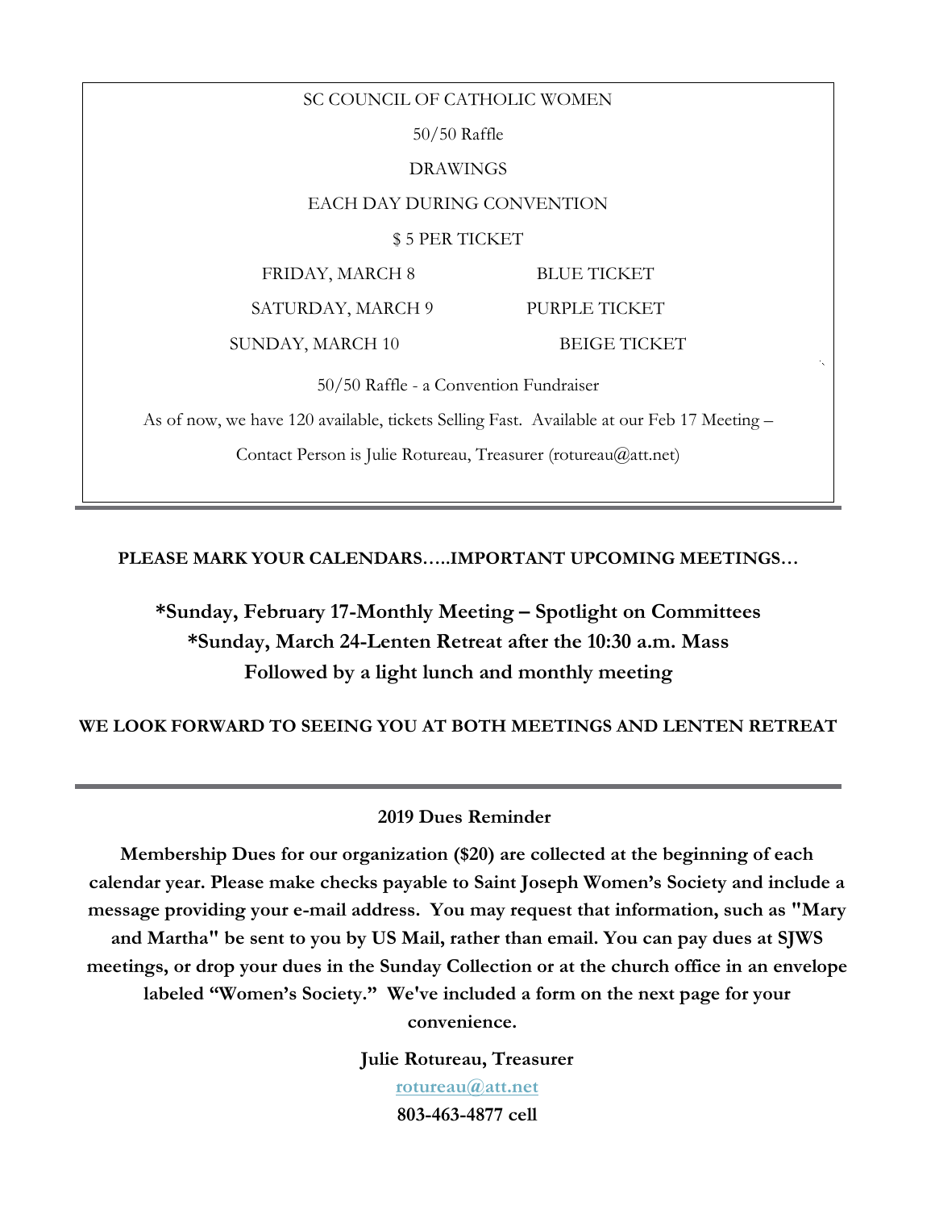SC COUNCIL OF CATHOLIC WOMEN

50/50 Raffle

DRAWINGS

EACH DAY DURING CONVENTION

$ 5 PER TICKET

| | |
|---|---|
| FRIDAY, MARCH 8 | BLUE TICKET |
| SATURDAY, MARCH 9 | PURPLE TICKET |
| SUNDAY, MARCH 10 | BEIGE TICKET |

50/50 Raffle - a Convention Fundraiser

As of now, we have 120 available, tickets Selling Fast. Available at our Feb 17 Meeting –

Contact Person is Julie Rotureau, Treasurer (rotureau@att.net)

---

**PLEASE MARK YOUR CALENDARS…..IMPORTANT UPCOMING MEETINGS…**

**\*Sunday, February 17-Monthly Meeting – Spotlight on Committees**
**\*Sunday, March 24-Lenten Retreat after the 10:30 a.m. Mass**
**Followed by a light lunch and monthly meeting**

**WE LOOK FORWARD TO SEEING YOU AT BOTH MEETINGS AND LENTEN RETREAT**

---

**2019 Dues Reminder**

**Membership Dues for our organization ($20) are collected at the beginning of each calendar year. Please make checks payable to Saint Joseph Women's Society and include a message providing your e-mail address. You may request that information, such as "Mary and Martha" be sent to you by US Mail, rather than email. You can pay dues at SJWS meetings, or drop your dues in the Sunday Collection or at the church office in an envelope labeled "Women's Society." We've included a form on the next page for your convenience.**

**Julie Rotureau, Treasurer**

**rotureau@att.net**

**803-463-4877 cell**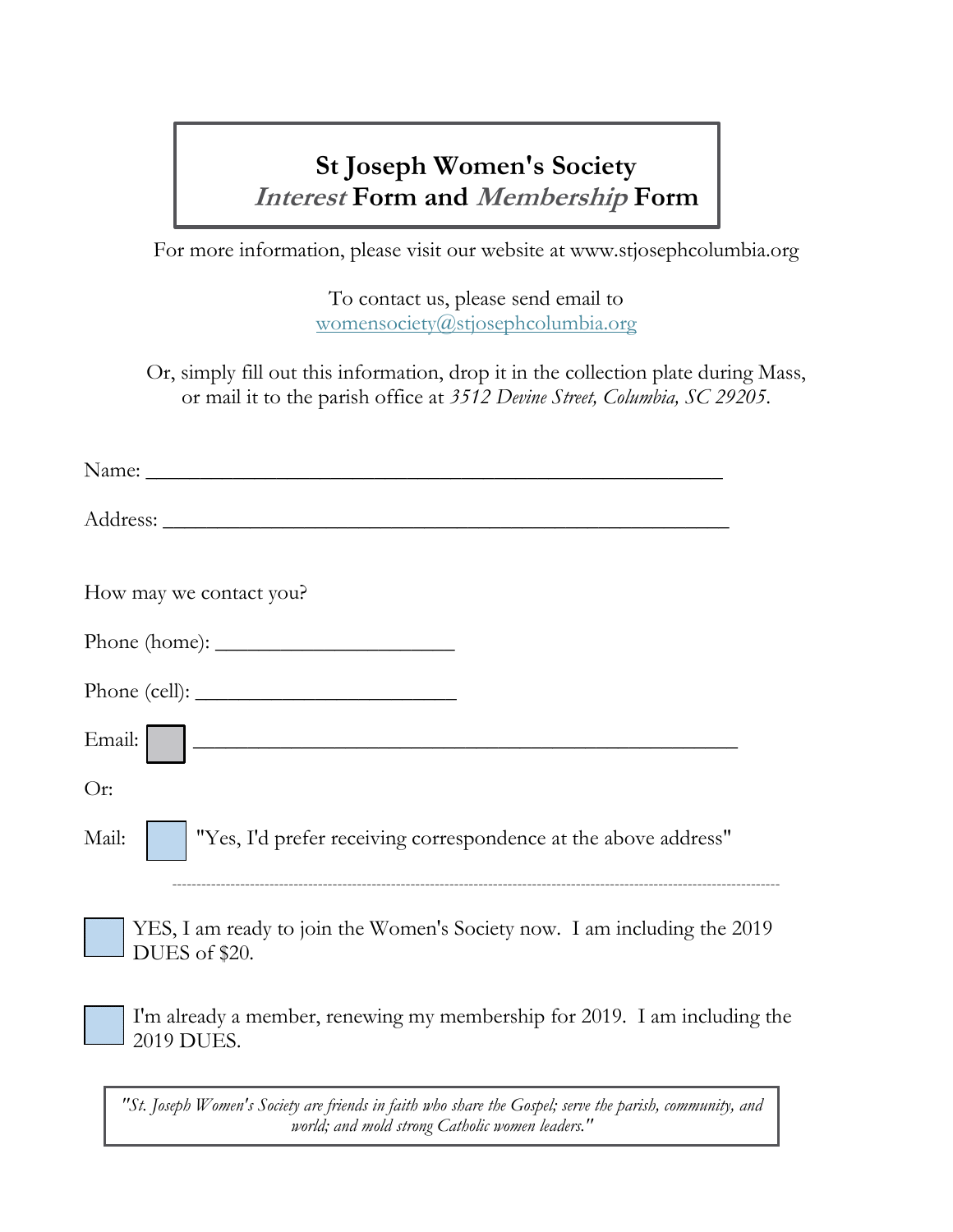# St Joseph Women's Society
## *Interest* Form and *Membership* Form

For more information, please visit our website at www.stjosephcolumbia.org

To contact us, please send email to
womensociety@stjosephcolumbia.org

Or, simply fill out this information, drop it in the collection plate during Mass, or mail it to the parish office at *3512 Devine Street, Columbia, SC 29205*.

Name: ______________________________________________

Address: ____________________________________________

How may we contact you?

Phone (home): _____________________

Phone (cell): _______________________

Email: ☐ ____________________________________________

Or:

Mail: ☐ "Yes, I'd prefer receiving correspondence at the above address"

---

☐ YES, I am ready to join the Women's Society now. I am including the 2019 DUES of $20.

☐ I'm already a member, renewing my membership for 2019. I am including the 2019 DUES.

*"St. Joseph Women's Society are friends in faith who share the Gospel; serve the parish, community, and world; and mold strong Catholic women leaders."*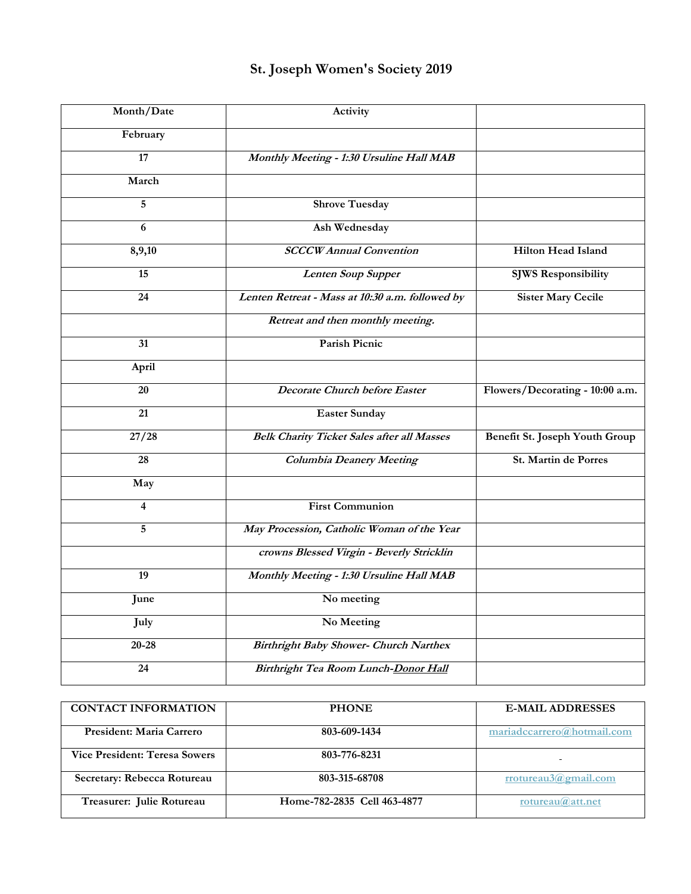# St. Joseph Women's Society 2019

| Month/Date | Activity | |
|---|---|---|
| **February** | | |
| **17** | ***Monthly Meeting - 1:30 Ursuline Hall MAB*** | |
| **March** | | |
| **5** | **Shrove Tuesday** | |
| **6** | **Ash Wednesday** | |
| **8,9,10** | ***SCCCW Annual Convention*** | **Hilton Head Island** |
| **15** | ***Lenten Soup Supper*** | **SJWS Responsibility** |
| **24** | ***Lenten Retreat - Mass at 10:30 a.m. followed by*** | **Sister Mary Cecile** |
| | ***Retreat and then monthly meeting.*** | |
| **31** | **Parish Picnic** | |
| **April** | | |
| **20** | ***Decorate Church before Easter*** | **Flowers/Decorating - 10:00 a.m.** |
| **21** | **Easter Sunday** | |
| **27/28** | ***Belk Charity Ticket Sales after all Masses*** | **Benefit St. Joseph Youth Group** |
| **28** | ***Columbia Deanery Meeting*** | **St. Martin de Porres** |
| **May** | | |
| **4** | **First Communion** | |
| **5** | ***May Procession, Catholic Woman of the Year*** | |
| | ***crowns Blessed Virgin - Beverly Stricklin*** | |
| **19** | ***Monthly Meeting - 1:30 Ursuline Hall MAB*** | |
| **June** | **No meeting** | |
| **July** | **No Meeting** | |
| **20-28** | ***Birthright Baby Shower- Church Narthex*** | |
| **24** | ***Birthright Tea Room Lunch-Donor Hall*** | |

| CONTACT INFORMATION | PHONE | E-MAIL ADDRESSES |
|---|---|---|
| **President: Maria Carrero** | **803-609-1434** | **mariadccarrero@hotmail.com** |
| **Vice President: Teresa Sowers** | **803-776-8231** | |
| **Secretary: Rebecca Rotureau** | **803-315-68708** | **rrotureau3@gmail.com** |
| **Treasurer: Julie Rotureau** | **Home-782-2835 Cell 463-4877** | **rotureau@att.net** |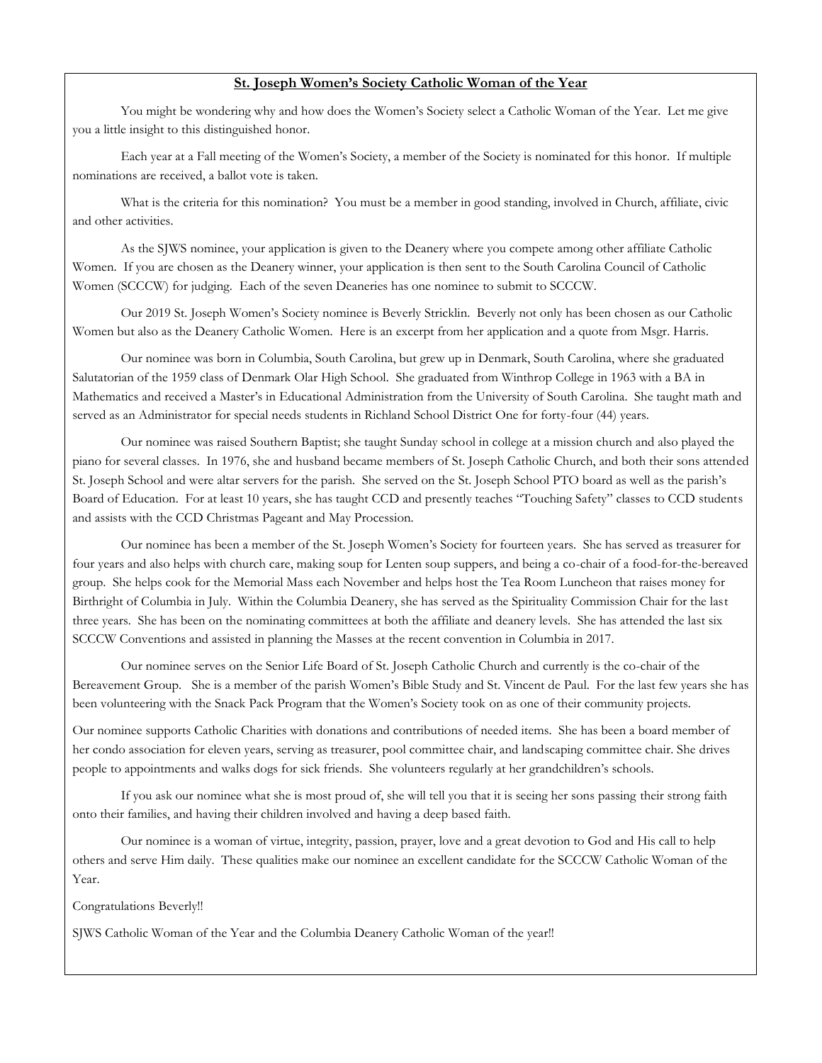## St. Joseph Women's Society Catholic Woman of the Year

You might be wondering why and how does the Women's Society select a Catholic Woman of the Year. Let me give you a little insight to this distinguished honor.

Each year at a Fall meeting of the Women's Society, a member of the Society is nominated for this honor. If multiple nominations are received, a ballot vote is taken.

What is the criteria for this nomination? You must be a member in good standing, involved in Church, affiliate, civic and other activities.

As the SJWS nominee, your application is given to the Deanery where you compete among other affiliate Catholic Women. If you are chosen as the Deanery winner, your application is then sent to the South Carolina Council of Catholic Women (SCCCW) for judging. Each of the seven Deaneries has one nominee to submit to SCCCW.

Our 2019 St. Joseph Women's Society nominee is Beverly Stricklin. Beverly not only has been chosen as our Catholic Women but also as the Deanery Catholic Women. Here is an excerpt from her application and a quote from Msgr. Harris.

Our nominee was born in Columbia, South Carolina, but grew up in Denmark, South Carolina, where she graduated Salutatorian of the 1959 class of Denmark Olar High School. She graduated from Winthrop College in 1963 with a BA in Mathematics and received a Master's in Educational Administration from the University of South Carolina. She taught math and served as an Administrator for special needs students in Richland School District One for forty-four (44) years.

Our nominee was raised Southern Baptist; she taught Sunday school in college at a mission church and also played the piano for several classes. In 1976, she and husband became members of St. Joseph Catholic Church, and both their sons attended St. Joseph School and were altar servers for the parish. She served on the St. Joseph School PTO board as well as the parish's Board of Education. For at least 10 years, she has taught CCD and presently teaches "Touching Safety" classes to CCD students and assists with the CCD Christmas Pageant and May Procession.

Our nominee has been a member of the St. Joseph Women's Society for fourteen years. She has served as treasurer for four years and also helps with church care, making soup for Lenten soup suppers, and being a co-chair of a food-for-the-bereaved group. She helps cook for the Memorial Mass each November and helps host the Tea Room Luncheon that raises money for Birthright of Columbia in July. Within the Columbia Deanery, she has served as the Spirituality Commission Chair for the last three years. She has been on the nominating committees at both the affiliate and deanery levels. She has attended the last six SCCCW Conventions and assisted in planning the Masses at the recent convention in Columbia in 2017.

Our nominee serves on the Senior Life Board of St. Joseph Catholic Church and currently is the co-chair of the Bereavement Group. She is a member of the parish Women's Bible Study and St. Vincent de Paul. For the last few years she has been volunteering with the Snack Pack Program that the Women's Society took on as one of their community projects.

Our nominee supports Catholic Charities with donations and contributions of needed items. She has been a board member of her condo association for eleven years, serving as treasurer, pool committee chair, and landscaping committee chair. She drives people to appointments and walks dogs for sick friends. She volunteers regularly at her grandchildren's schools.

If you ask our nominee what she is most proud of, she will tell you that it is seeing her sons passing their strong faith onto their families, and having their children involved and having a deep based faith.

Our nominee is a woman of virtue, integrity, passion, prayer, love and a great devotion to God and His call to help others and serve Him daily. These qualities make our nominee an excellent candidate for the SCCCW Catholic Woman of the Year.

Congratulations Beverly!!

SJWS Catholic Woman of the Year and the Columbia Deanery Catholic Woman of the year!!